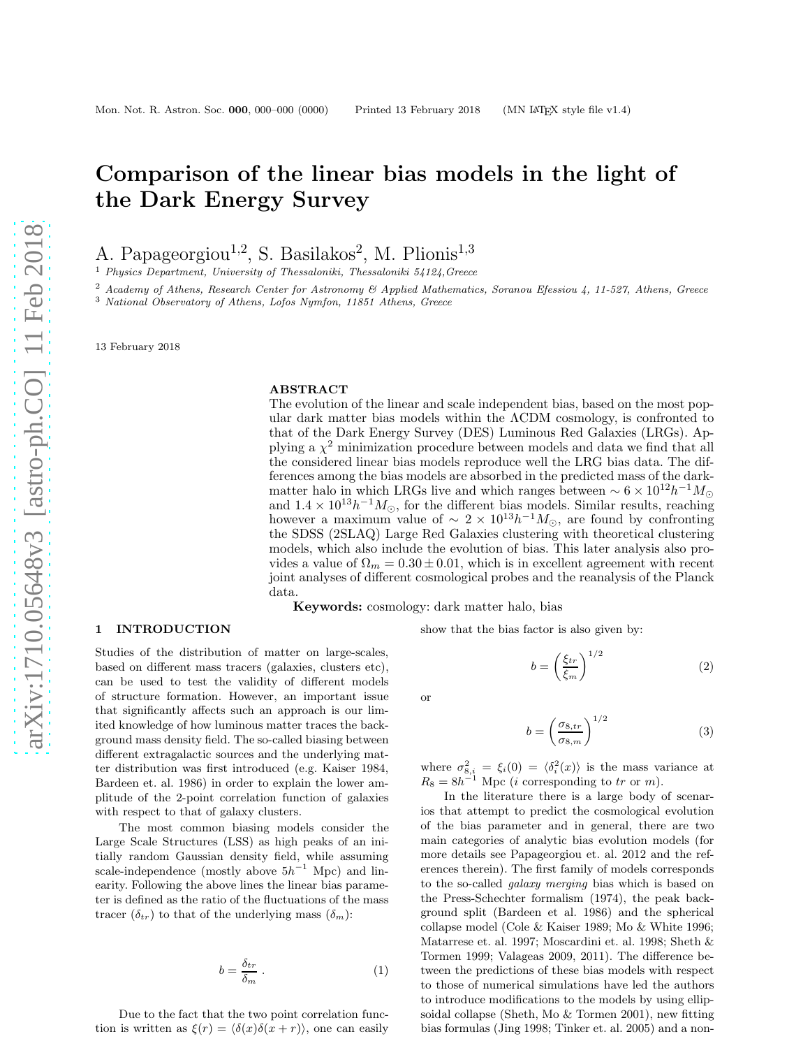# Comparison of the linear bias models in the light of the Dark Energy Survey

A. Papageorgiou[1,2], S. Basilakos[2], M. Plionis[1,3]

[1] Physics Department, University of Thessaloniki, Thessaloniki 54124, Greece

[2] Academy of Athens, Research Center for Astronomy & Applied Mathematics, Soranou Efessiou 4, 11-527, Athens, Greece

[3] National Observatory of Athens, Lofos Nymfon, 11851 Athens, Greece

13 February 2018

## ABSTRACT

The evolution of the linear and scale independent bias, based on the most popular dark matter bias models within the ΛCDM cosmology, is confronted to that of the Dark Energy Survey (DES) Luminous Red Galaxies (LRGs). Applying a $\chi^2$ minimization procedure between models and data we find that all the considered linear bias models reproduce well the LRG bias data. The differences among the bias models are absorbed in the predicted mass of the dark-matter halo in which LRGs live and which ranges between $\sim 6 \times 10^{12} h^{-1} M_{\odot}$ and $1.4 \times 10^{13} h^{-1} M_{\odot}$, for the different bias models. Similar results, reaching however a maximum value of $\sim 2 \times 10^{13} h^{-1} M_{\odot}$, are found by confronting the SDSS (2SLAQ) Large Red Galaxies clustering with theoretical clustering models, which also include the evolution of bias. This later analysis also provides a value of $\Omega_m = 0.30 \pm 0.01$, which is in excellent agreement with recent joint analyses of different cosmological probes and the reanalysis of the Planck data.

**Keywords:** cosmology: dark matter halo, bias

## 1 INTRODUCTION

Studies of the distribution of matter on large-scales, based on different mass tracers (galaxies, clusters etc), can be used to test the validity of different models of structure formation. However, an important issue that significantly affects such an approach is our limited knowledge of how luminous matter traces the background mass density field. The so-called biasing between different extragalactic sources and the underlying matter distribution was first introduced (e.g. Kaiser 1984, Bardeen et. al. 1986) in order to explain the lower amplitude of the 2-point correlation function of galaxies with respect to that of galaxy clusters.

The most common biasing models consider the Large Scale Structures (LSS) as high peaks of an initially random Gaussian density field, while assuming scale-independence (mostly above $5h^{-1}$ Mpc) and linearity. Following the above lines the linear bias parameter is defined as the ratio of the fluctuations of the mass tracer ($\delta_{tr}$) to that of the underlying mass ($\delta_m$):

$$b = \frac{\delta_{tr}}{\delta_m} \ . \quad (1)$$

Due to the fact that the two point correlation function is written as $\xi(r) = \langle \delta(x)\delta(x+r) \rangle$, one can easily show that the bias factor is also given by:

$$b = \left( \frac{\xi_{tr}}{\xi_m} \right)^{1/2} \quad (2)$$

or

$$b = \left( \frac{\sigma_{8,tr}}{\sigma_{8,m}} \right)^{1/2} \quad (3)$$

where $\sigma^2_{8,i} = \xi_i(0) = \langle \delta^2_i(x) \rangle$ is the mass variance at $R_8 = 8h^{-1}$ Mpc ($i$ corresponding to $tr$ or $m$).

In the literature there is a large body of scenarios that attempt to predict the cosmological evolution of the bias parameter and in general, there are two main categories of analytic bias evolution models (for more details see Papageorgiou et. al. 2012 and the references therein). The first family of models corresponds to the so-called *galaxy merging* bias which is based on the Press-Schechter formalism (1974), the peak background split (Bardeen et al. 1986) and the spherical collapse model (Cole & Kaiser 1989; Mo & White 1996; Matarrese et. al. 1997; Moscardini et. al. 1998; Sheth & Tormen 1999; Valageas 2009, 2011). The difference between the predictions of these bias models with respect to those of numerical simulations have led the authors to introduce modifications to the models by using ellipsoidal collapse (Sheth, Mo & Tormen 2001), new fitting bias formulas (Jing 1998; Tinker et. al. 2005) and a non-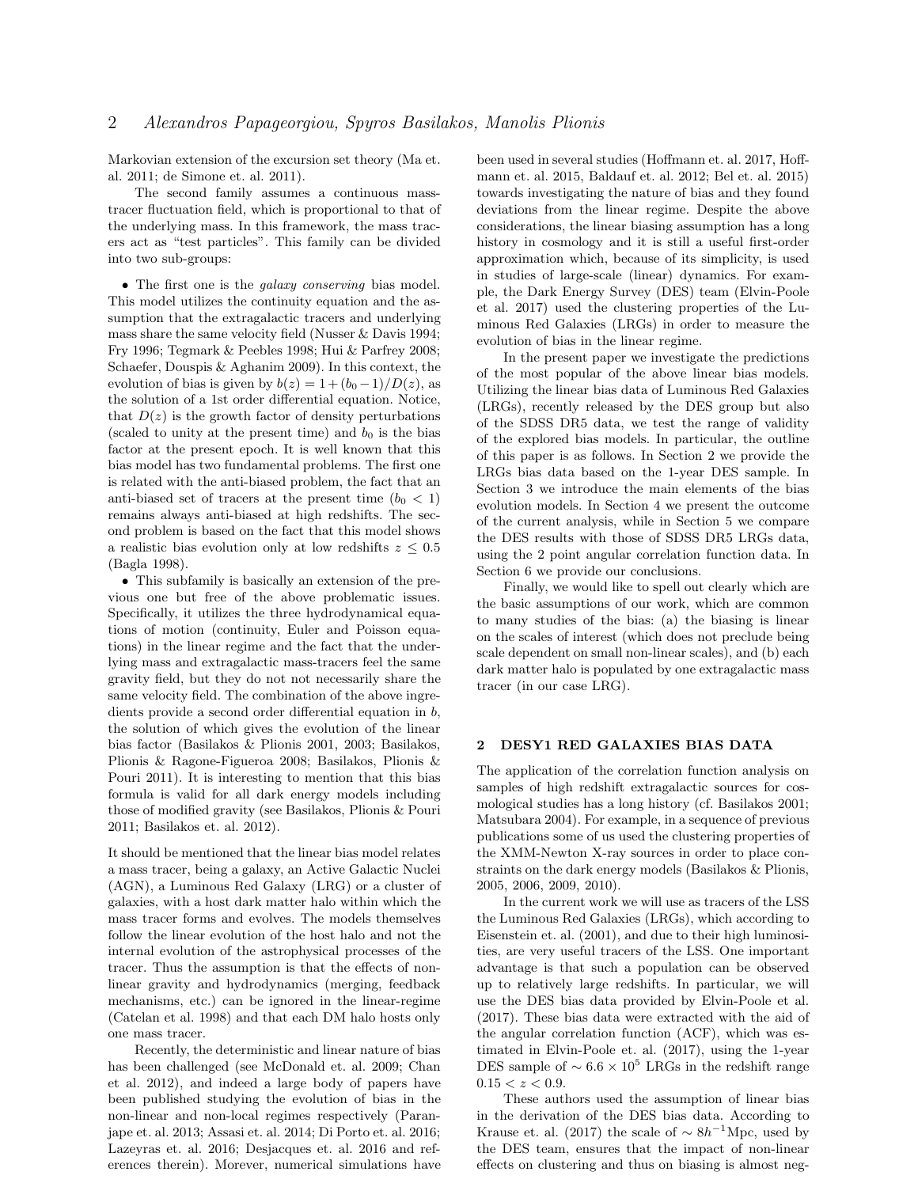Markovian extension of the excursion set theory (Ma et. al. 2011; de Simone et. al. 2011).

The second family assumes a continuous mass-tracer fluctuation field, which is proportional to that of the underlying mass. In this framework, the mass tracers act as "test particles". This family can be divided into two sub-groups:

- The first one is the *galaxy conserving* bias model. This model utilizes the continuity equation and the assumption that the extragalactic tracers and underlying mass share the same velocity field (Nusser & Davis 1994; Fry 1996; Tegmark & Peebles 1998; Hui & Parfrey 2008; Schaefer, Douspis & Aghanim 2009). In this context, the evolution of bias is given by $b(z) = 1 + (b_0 - 1)/D(z)$, as the solution of a 1st order differential equation. Notice, that $D(z)$ is the growth factor of density perturbations (scaled to unity at the present time) and $b_0$ is the bias factor at the present epoch. It is well known that this bias model has two fundamental problems. The first one is related with the anti-biased problem, the fact that an anti-biased set of tracers at the present time ($b_0 < 1$) remains always anti-biased at high redshifts. The second problem is based on the fact that this model shows a realistic bias evolution only at low redshifts $z \leq 0.5$ (Bagla 1998).

- This subfamily is basically an extension of the previous one but free of the above problematic issues. Specifically, it utilizes the three hydrodynamical equations of motion (continuity, Euler and Poisson equations) in the linear regime and the fact that the underlying mass and extragalactic mass-tracers feel the same gravity field, but they do not not necessarily share the same velocity field. The combination of the above ingredients provide a second order differential equation in $b$, the solution of which gives the evolution of the linear bias factor (Basilakos & Plionis 2001, 2003; Basilakos, Plionis & Ragone-Figueroa 2008; Basilakos, Plionis & Pouri 2011). It is interesting to mention that this bias formula is valid for all dark energy models including those of modified gravity (see Basilakos, Plionis & Pouri 2011; Basilakos et. al. 2012).

It should be mentioned that the linear bias model relates a mass tracer, being a galaxy, an Active Galactic Nuclei (AGN), a Luminous Red Galaxy (LRG) or a cluster of galaxies, with a host dark matter halo within which the mass tracer forms and evolves. The models themselves follow the linear evolution of the host halo and not the internal evolution of the astrophysical processes of the tracer. Thus the assumption is that the effects of non-linear gravity and hydrodynamics (merging, feedback mechanisms, etc.) can be ignored in the linear-regime (Catelan et al. 1998) and that each DM halo hosts only one mass tracer.

Recently, the deterministic and linear nature of bias has been challenged (see McDonald et. al. 2009; Chan et al. 2012), and indeed a large body of papers have been published studying the evolution of bias in the non-linear and non-local regimes respectively (Paranjape et. al. 2013; Assasi et. al. 2014; Di Porto et. al. 2016; Lazeyras et. al. 2016; Desjacques et. al. 2016 and references therein). Morever, numerical simulations have been used in several studies (Hoffmann et. al. 2017, Hoffmann et. al. 2015, Baldauf et. al. 2012; Bel et. al. 2015) towards investigating the nature of bias and they found deviations from the linear regime. Despite the above considerations, the linear biasing assumption has a long history in cosmology and it is still a useful first-order approximation which, because of its simplicity, is used in studies of large-scale (linear) dynamics. For example, the Dark Energy Survey (DES) team (Elvin-Poole et al. 2017) used the clustering properties of the Luminous Red Galaxies (LRGs) in order to measure the evolution of bias in the linear regime.

In the present paper we investigate the predictions of the most popular of the above linear bias models. Utilizing the linear bias data of Luminous Red Galaxies (LRGs), recently released by the DES group but also of the SDSS DR5 data, we test the range of validity of the explored bias models. In particular, the outline of this paper is as follows. In Section 2 we provide the LRGs bias data based on the 1-year DES sample. In Section 3 we introduce the main elements of the bias evolution models. In Section 4 we present the outcome of the current analysis, while in Section 5 we compare the DES results with those of SDSS DR5 LRGs data, using the 2 point angular correlation function data. In Section 6 we provide our conclusions.

Finally, we would like to spell out clearly which are the basic assumptions of our work, which are common to many studies of the bias: (a) the biasing is linear on the scales of interest (which does not preclude being scale dependent on small non-linear scales), and (b) each dark matter halo is populated by one extragalactic mass tracer (in our case LRG).

## 2 DESY1 RED GALAXIES BIAS DATA

The application of the correlation function analysis on samples of high redshift extragalactic sources for cosmological studies has a long history (cf. Basilakos 2001; Matsubara 2004). For example, in a sequence of previous publications some of us used the clustering properties of the XMM-Newton X-ray sources in order to place constraints on the dark energy models (Basilakos & Plionis, 2005, 2006, 2009, 2010).

In the current work we will use as tracers of the LSS the Luminous Red Galaxies (LRGs), which according to Eisenstein et. al. (2001), and due to their high luminosities, are very useful tracers of the LSS. One important advantage is that such a population can be observed up to relatively large redshifts. In particular, we will use the DES bias data provided by Elvin-Poole et al. (2017). These bias data were extracted with the aid of the angular correlation function (ACF), which was estimated in Elvin-Poole et. al. (2017), using the 1-year DES sample of $\sim 6.6 \times 10^5$ LRGs in the redshift range $0.15 < z < 0.9$.

These authors used the assumption of linear bias in the derivation of the DES bias data. According to Krause et. al. (2017) the scale of $\sim 8h^{-1}$Mpc, used by the DES team, ensures that the impact of non-linear effects on clustering and thus on biasing is almost neg-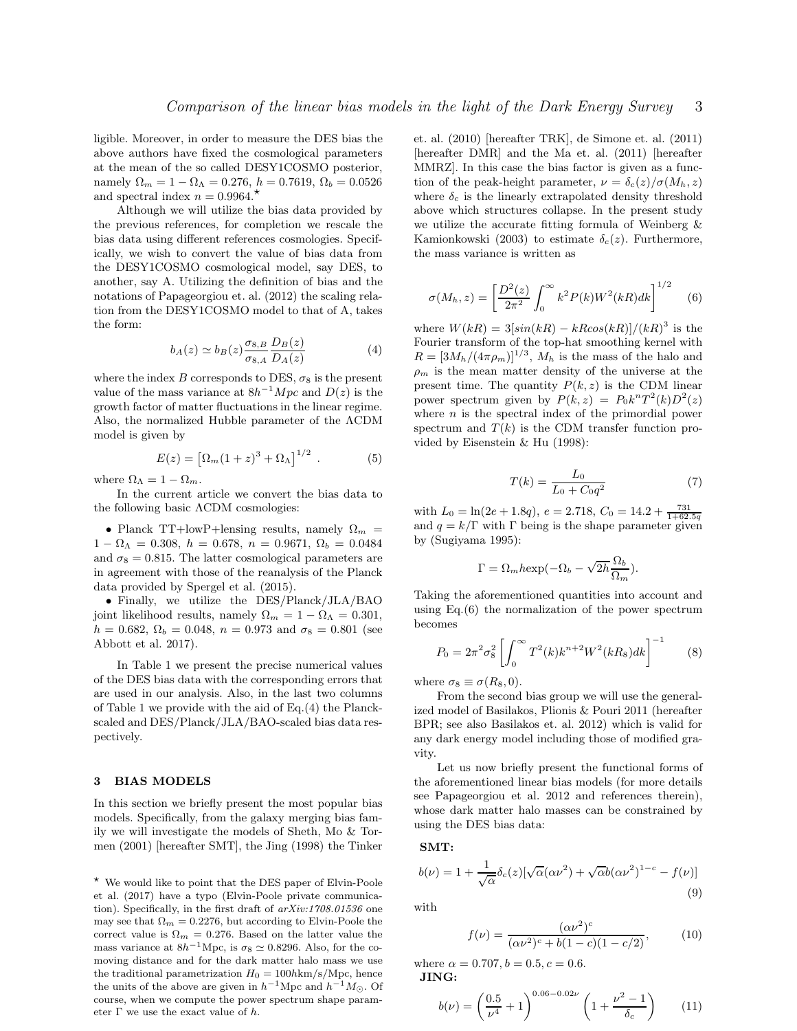ligible. Moreover, in order to measure the DES bias the above authors have fixed the cosmological parameters at the mean of the so called DESY1COSMO posterior, namely $\Omega_m = 1 - \Omega_\Lambda = 0.276$, $h = 0.7619$, $\Omega_b = 0.0526$ and spectral index $n = 0.9964$.*

Although we will utilize the bias data provided by the previous references, for completion we rescale the bias data using different references cosmologies. Specifically, we wish to convert the value of bias data from the DESY1COSMO cosmological model, say DES, to another, say A. Utilizing the definition of bias and the notations of Papageorgiou et. al. (2012) the scaling relation from the DESY1COSMO model to that of A, takes the form:

$$b_A(z) \simeq b_B(z) \frac{\sigma_{8,B}}{\sigma_{8,A}} \frac{D_B(z)}{D_A(z)} \tag{4}$$

where the index $B$ corresponds to DES, $\sigma_8$ is the present value of the mass variance at $8h^{-1}Mpc$ and $D(z)$ is the growth factor of matter fluctuations in the linear regime. Also, the normalized Hubble parameter of the $\Lambda$CDM model is given by

$$E(z) = \left[\Omega_m(1+z)^3 + \Omega_\Lambda\right]^{1/2} \ . \tag{5}$$

where $\Omega_\Lambda = 1 - \Omega_m$.

In the current article we convert the bias data to the following basic $\Lambda$CDM cosmologies:

- Planck TT+lowP+lensing results, namely $\Omega_m = 1 - \Omega_\Lambda = 0.308$, $h = 0.678$, $n = 0.9671$, $\Omega_b = 0.0484$ and $\sigma_8 = 0.815$. The latter cosmological parameters are in agreement with those of the reanalysis of the Planck data provided by Spergel et al. (2015).
- Finally, we utilize the DES/Planck/JLA/BAO joint likelihood results, namely $\Omega_m = 1 - \Omega_\Lambda = 0.301$, $h = 0.682$, $\Omega_b = 0.048$, $n = 0.973$ and $\sigma_8 = 0.801$ (see Abbott et al. 2017).

In Table 1 we present the precise numerical values of the DES bias data with the corresponding errors that are used in our analysis. Also, in the last two columns of Table 1 we provide with the aid of Eq.(4) the Planck-scaled and DES/Planck/JLA/BAO-scaled bias data respectively.

## 3 BIAS MODELS

In this section we briefly present the most popular bias models. Specifically, from the galaxy merging bias family we will investigate the models of Sheth, Mo & Tormen (2001) [hereafter SMT], the Jing (1998) the Tinker et. al. (2010) [hereafter TRK], de Simone et. al. (2011) [hereafter DMR] and the Ma et. al. (2011) [hereafter MMRZ]. In this case the bias factor is given as a function of the peak-height parameter, $\nu = \delta_c(z)/\sigma(M_h, z)$ where $\delta_c$ is the linearly extrapolated density threshold above which structures collapse. In the present study we utilize the accurate fitting formula of Weinberg & Kamionkowski (2003) to estimate $\delta_c(z)$. Furthermore, the mass variance is written as

$$\sigma(M_h, z) = \left[\frac{D^2(z)}{2\pi^2} \int_0^\infty k^2 P(k) W^2(kR) dk\right]^{1/2} \tag{6}$$

where $W(kR) = 3[sin(kR) - kRcos(kR)]/(kR)^3$ is the Fourier transform of the top-hat smoothing kernel with $R = [3M_h/(4\pi\rho_m)]^{1/3}$, $M_h$ is the mass of the halo and $\rho_m$ is the mean matter density of the universe at the present time. The quantity $P(k, z)$ is the CDM linear power spectrum given by $P(k, z) = P_0 k^n T^2(k) D^2(z)$ where $n$ is the spectral index of the primordial power spectrum and $T(k)$ is the CDM transfer function provided by Eisenstein & Hu (1998):

$$T(k) = \frac{L_0}{L_0 + C_0 q^2} \tag{7}$$

with $L_0 = \ln(2e + 1.8q)$, $e = 2.718$, $C_0 = 14.2 + \frac{731}{1+62.5q}$ and $q = k/\Gamma$ with $\Gamma$ being is the shape parameter given by (Sugiyama 1995):

$$\Gamma = \Omega_m h \exp(-\Omega_b - \sqrt{2h}\frac{\Omega_b}{\Omega_m}).$$

Taking the aforementioned quantities into account and using Eq.(6) the normalization of the power spectrum becomes

$$P_0 = 2\pi^2\sigma_8^2 \left[\int_0^\infty T^2(k) k^{n+2} W^2(kR_8) dk\right]^{-1} \tag{8}$$

where $\sigma_8 \equiv \sigma(R_8, 0)$.

From the second bias group we will use the generalized model of Basilakos, Plionis & Pouri 2011 (hereafter BPR; see also Basilakos et. al. 2012) which is valid for any dark energy model including those of modified gravity.

Let us now briefly present the functional forms of the aforementioned linear bias models (for more details see Papageorgiou et al. 2012 and references therein), whose dark matter halo masses can be constrained by using the DES bias data:

**SMT:**

$$b(\nu) = 1 + \frac{1}{\sqrt{\alpha}}\delta_c(z)[\sqrt{\alpha}(\alpha\nu^2) + \sqrt{\alpha}b(\alpha\nu^2)^{1-c} - f(\nu)] \tag{9}$$

with

$$f(\nu) = \frac{(\alpha\nu^2)^c}{(\alpha\nu^2)^c + b(1-c)(1-c/2)}, \tag{10}$$

where $\alpha = 0.707, b = 0.5, c = 0.6$.

**JING:**

$$b(\nu) = \left(\frac{0.5}{\nu^4} + 1\right)^{0.06-0.02\nu} \left(1 + \frac{\nu^2 - 1}{\delta_c}\right) \tag{11}$$

---

* We would like to point that the DES paper of Elvin-Poole et al. (2017) have a typo (Elvin-Poole private communication). Specifically, in the first draft of *arXiv:1708.01536* one may see that $\Omega_m = 0.2276$, but according to Elvin-Poole the correct value is $\Omega_m = 0.276$. Based on the latter value the mass variance at $8h^{-1}$Mpc, is $\sigma_8 \simeq 0.8296$. Also, for the comoving distance and for the dark matter halo mass we use the traditional parametrization $H_0 = 100h$km/s/Mpc, hence the units of the above are given in $h^{-1}$Mpc and $h^{-1}M_\odot$. Of course, when we compute the power spectrum shape parameter $\Gamma$ we use the exact value of $h$.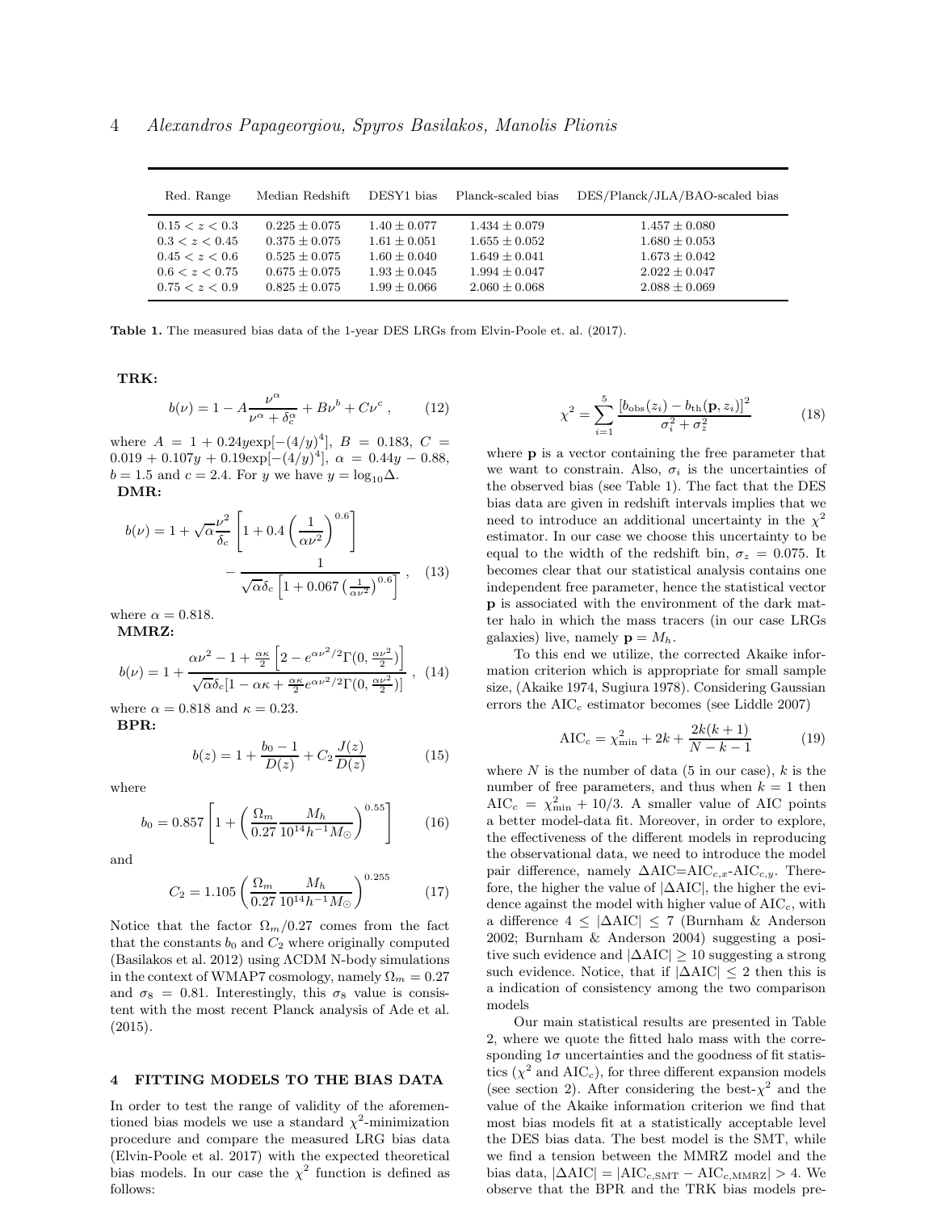| Red. Range | Median Redshift | DESY1 bias | Planck-scaled bias | DES/Planck/JLA/BAO-scaled bias |
|---|---|---|---|---|
| $0.15 < z < 0.3$ | $0.225 \pm 0.075$ | $1.40 \pm 0.077$ | $1.434 \pm 0.079$ | $1.457 \pm 0.080$ |
| $0.3 < z < 0.45$ | $0.375 \pm 0.075$ | $1.61 \pm 0.051$ | $1.655 \pm 0.052$ | $1.680 \pm 0.053$ |
| $0.45 < z < 0.6$ | $0.525 \pm 0.075$ | $1.60 \pm 0.040$ | $1.649 \pm 0.041$ | $1.673 \pm 0.042$ |
| $0.6 < z < 0.75$ | $0.675 \pm 0.075$ | $1.93 \pm 0.045$ | $1.994 \pm 0.047$ | $2.022 \pm 0.047$ |
| $0.75 < z < 0.9$ | $0.825 \pm 0.075$ | $1.99 \pm 0.066$ | $2.060 \pm 0.068$ | $2.088 \pm 0.069$ |

**Table 1.** The measured bias data of the 1-year DES LRGs from Elvin-Poole et. al. (2017).

**TRK:**

$$b(\nu) = 1 - A\frac{\nu^{\alpha}}{\nu^{\alpha} + \delta_c^{\alpha}} + B\nu^{b} + C\nu^{c} \;, \qquad (12)$$

where $A = 1 + 0.24y\exp[-(4/y)^4]$, $B = 0.183$, $C = 0.019 + 0.107y + 0.19\exp[-(4/y)^4]$, $\alpha = 0.44y - 0.88$, $b = 1.5$ and $c = 2.4$. For $y$ we have $y = \log_{10}\Delta$.

**DMR:**

$$b(\nu) = 1 + \sqrt{\alpha}\frac{\nu^2}{\delta_c}\left[1 + 0.4\left(\frac{1}{\alpha\nu^2}\right)^{0.6}\right] - \frac{1}{\sqrt{\alpha}\delta_c\left[1 + 0.067\left(\frac{1}{\alpha\nu^2}\right)^{0.6}\right]} \;, \qquad (13)$$

where $\alpha = 0.818$.

**MMRZ:**

$$b(\nu) = 1 + \frac{\alpha\nu^2 - 1 + \frac{\alpha\kappa}{2}\left[2 - e^{\alpha\nu^2/2}\Gamma(0, \frac{\alpha\nu^2}{2})\right]}{\sqrt{\alpha}\delta_c[1 - \alpha\kappa + \frac{\alpha\kappa}{2}e^{\alpha\nu^2/2}\Gamma(0, \frac{\alpha\nu^2}{2})]} \;, \qquad (14)$$

where $\alpha = 0.818$ and $\kappa = 0.23$.

**BPR:**

$$b(z) = 1 + \frac{b_0 - 1}{D(z)} + C_2\frac{J(z)}{D(z)} \qquad (15)$$

where

$$b_0 = 0.857\left[1 + \left(\frac{\Omega_m}{0.27}\frac{M_h}{10^{14}h^{-1}M_{\odot}}\right)^{0.55}\right] \qquad (16)$$

and

$$C_2 = 1.105\left(\frac{\Omega_m}{0.27}\frac{M_h}{10^{14}h^{-1}M_{\odot}}\right)^{0.255} \qquad (17)$$

Notice that the factor $\Omega_m/0.27$ comes from the fact that the constants $b_0$ and $C_2$ where originally computed (Basilakos et al. 2012) using ΛCDM N-body simulations in the context of WMAP7 cosmology, namely $\Omega_m = 0.27$ and $\sigma_8 = 0.81$. Interestingly, this $\sigma_8$ value is consistent with the most recent Planck analysis of Ade et al. (2015).

## 4 FITTING MODELS TO THE BIAS DATA

In order to test the range of validity of the aforementioned bias models we use a standard $\chi^2$-minimization procedure and compare the measured LRG bias data (Elvin-Poole et al. 2017) with the expected theoretical bias models. In our case the $\chi^2$ function is defined as follows:

$$\chi^2 = \sum_{i=1}^{5}\frac{[b_{\rm obs}(z_i) - b_{\rm th}(\mathbf{p}, z_i)]^2}{\sigma_i^2 + \sigma_z^2} \qquad (18)$$

where $\mathbf{p}$ is a vector containing the free parameter that we want to constrain. Also, $\sigma_i$ is the uncertainties of the observed bias (see Table 1). The fact that the DES bias data are given in redshift intervals implies that we need to introduce an additional uncertainty in the $\chi^2$ estimator. In our case we choose this uncertainty to be equal to the width of the redshift bin, $\sigma_z = 0.075$. It becomes clear that our statistical analysis contains one independent free parameter, hence the statistical vector $\mathbf{p}$ is associated with the environment of the dark matter halo in which the mass tracers (in our case LRGs galaxies) live, namely $\mathbf{p} = M_h$.

To this end we utilize, the corrected Akaike information criterion which is appropriate for small sample size, (Akaike 1974, Sugiura 1978). Considering Gaussian errors the AIC$_c$ estimator becomes (see Liddle 2007)

$${\rm AIC}_c = \chi^2_{\rm min} + 2k + \frac{2k(k+1)}{N - k - 1} \qquad (19)$$

where $N$ is the number of data (5 in our case), $k$ is the number of free parameters, and thus when $k = 1$ then ${\rm AIC}_c = \chi^2_{\rm min} + 10/3$. A smaller value of AIC points a better model-data fit. Moreover, in order to explore, the effectiveness of the different models in reproducing the observational data, we need to introduce the model pair difference, namely $\Delta$AIC=AIC$_{c,x}$-AIC$_{c,y}$. Therefore, the higher the value of $|\Delta{\rm AIC}|$, the higher the evidence against the model with higher value of AIC$_c$, with a difference $4 \leq |\Delta{\rm AIC}| \leq 7$ (Burnham & Anderson 2002; Burnham & Anderson 2004) suggesting a positive such evidence and $|\Delta{\rm AIC}| \geq 10$ suggesting a strong such evidence. Notice, that if $|\Delta{\rm AIC}| \leq 2$ then this is a indication of consistency among the two comparison models

Our main statistical results are presented in Table 2, where we quote the fitted halo mass with the corresponding $1\sigma$ uncertainties and the goodness of fit statistics ($\chi^2$ and AIC$_c$), for three different expansion models (see section 2). After considering the best-$\chi^2$ and the value of the Akaike information criterion we find that most bias models fit at a statistically acceptable level the DES bias data. The best model is the SMT, while we find a tension between the MMRZ model and the bias data, $|\Delta{\rm AIC}| = |{\rm AIC}_{c,{\rm SMT}} - {\rm AIC}_{c,{\rm MMRZ}}| > 4$. We observe that the BPR and the TRK bias models pre-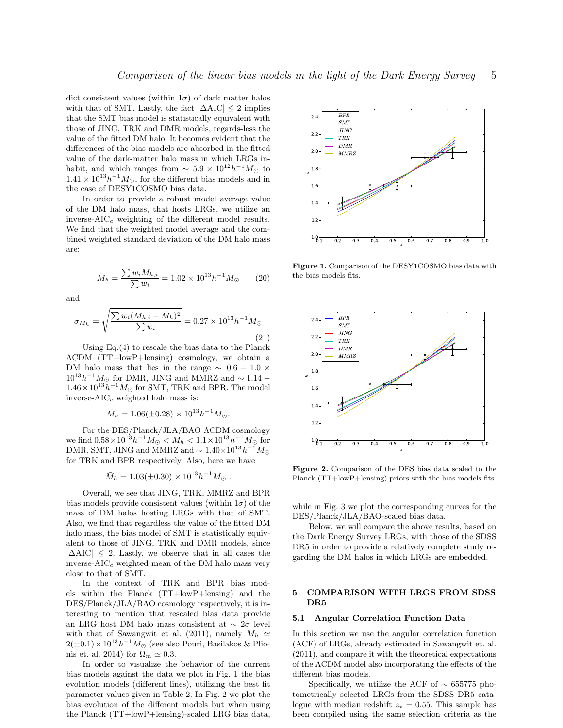dict consistent values (within $1\sigma$) of dark matter halos with that of SMT. Lastly, the fact $|\Delta\text{AIC}| \leq 2$ implies that the SMT bias model is statistically equivalent with those of JING, TRK and DMR models, regards-less the value of the fitted DM halo. It becomes evident that the differences of the bias models are absorbed in the fitted value of the dark-matter halo mass in which LRGs inhabit, and which ranges from $\sim 5.9 \times 10^{12} h^{-1} M_{\odot}$ to $1.41 \times 10^{13} h^{-1} M_{\odot}$, for the different bias models and in the case of DESY1COSMO bias data.

In order to provide a robust model average value of the DM halo mass, that hosts LRGs, we utilize an inverse-AIC$_c$ weighting of the different model results. We find that the weighted model average and the combined weighted standard deviation of the DM halo mass are:

$$\bar{M}_h = \frac{\sum w_i M_{h,i}}{\sum w_i} = 1.02 \times 10^{13} h^{-1} M_{\odot} \qquad (20)$$

and

$$\sigma_{M_h} = \sqrt{\frac{\sum w_i (M_{h,i} - \bar{M}_h)^2}{\sum w_i}} = 0.27 \times 10^{13} h^{-1} M_{\odot} \qquad (21)$$

Using Eq.(4) to rescale the bias data to the Planck $\Lambda$CDM (TT+lowP+lensing) cosmology, we obtain a DM halo mass that lies in the range $\sim 0.6 - 1.0 \times 10^{13} h^{-1} M_{\odot}$ for DMR, JING and MMRZ and $\sim 1.14 - 1.46 \times 10^{13} h^{-1} M_{\odot}$ for SMT, TRK and BPR. The model inverse-AIC$_c$ weighted halo mass is:

$$\bar{M}_h = 1.06(\pm 0.28) \times 10^{13} h^{-1} M_{\odot}.$$

For the DES/Planck/JLA/BAO $\Lambda$CDM cosmology we find $0.58 \times 10^{13} h^{-1} M_{\odot} < M_h < 1.1 \times 10^{13} h^{-1} M_{\odot}$ for DMR, SMT, JING and MMRZ and $\sim 1.40 \times 10^{13} h^{-1} M_{\odot}$ for TRK and BPR respectively. Also, here we have

$$\bar{M}_h = 1.03(\pm 0.30) \times 10^{13} h^{-1} M_{\odot} .$$

Overall, we see that JING, TRK, MMRZ and BPR bias models provide consistent values (within $1\sigma$) of the mass of DM halos hosting LRGs with that of SMT. Also, we find that regardless the value of the fitted DM halo mass, the bias model of SMT is statistically equivalent to those of JING, TRK and DMR models, since $|\Delta\text{AIC}| \leq 2$. Lastly, we observe that in all cases the inverse-AIC$_c$ weighted mean of the DM halo mass very close to that of SMT.

In the context of TRK and BPR bias models within the Planck (TT+lowP+lensing) and the DES/Planck/JLA/BAO cosmology respectively, it is interesting to mention that rescaled bias data provide an LRG host DM halo mass consistent at $\sim 2\sigma$ level with that of Sawangwit et al. (2011), namely $M_h \simeq 2(\pm 0.1) \times 10^{13} h^{-1} M_{\odot}$ (see also Pouri, Basilakos & Plionis et. al. 2014) for $\Omega_m \simeq 0.3$.

In order to visualize the behavior of the current bias models against the data we plot in Fig. 1 the bias evolution models (different lines), utilizing the best fit parameter values given in Table 2. In Fig. 2 we plot the bias evolution of the different models but when using the Planck (TT+lowP+lensing)-scaled LRG bias data, while in Fig. 3 we plot the corresponding curves for the DES/Planck/JLA/BAO-scaled bias data.

**Figure 1.** Comparison of the DESY1COSMO bias data with the bias models fits.

**Figure 2.** Comparison of the DES bias data scaled to the Planck (TT+lowP+lensing) priors with the bias models fits.

Below, we will compare the above results, based on the Dark Energy Survey LRGs, with those of the SDSS DR5 in order to provide a relatively complete study regarding the DM halos in which LRGs are embedded.

## 5 COMPARISON WITH LRGS FROM SDSS DR5

### 5.1 Angular Correlation Function Data

In this section we use the angular correlation function (ACF) of LRGs, already estimated in Sawangwit et. al. (2011), and compare it with the theoretical expectations of the $\Lambda$CDM model also incorporating the effects of the different bias models.

Specifically, we utilize the ACF of $\sim 655775$ photometrically selected LRGs from the SDSS DR5 catalogue with median redshift $z_{\star} = 0.55$. This sample has been compiled using the same selection criteria as the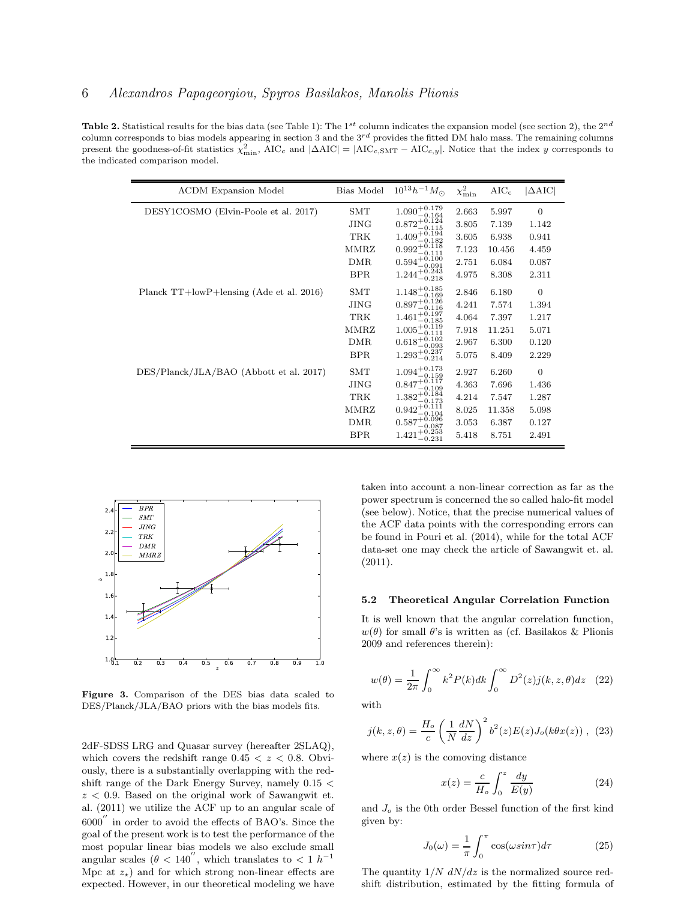**Table 2.** Statistical results for the bias data (see Table 1): The $1^{st}$ column indicates the expansion model (see section 2), the $2^{nd}$ column corresponds to bias models appearing in section 3 and the $3^{rd}$ provides the fitted DM halo mass. The remaining columns present the goodness-of-fit statistics $\chi^2_{\rm min}$, $\mathrm{AIC_c}$ and $|\Delta\mathrm{AIC}| = |\mathrm{AIC}_{c,\mathrm{SMT}} - \mathrm{AIC}_{c,y}|$. Notice that the index $y$ corresponds to the indicated comparison model.

| ΛCDM Expansion Model | Bias Model | $10^{13}h^{-1}M_{\odot}$ | $\chi^2_{\rm min}$ | $\mathrm{AIC_c}$ | $\lvert\Delta\mathrm{AIC}\rvert$ |
|---|---|---|---|---|---|
| DESY1COSMO (Elvin-Poole et al. 2017) | SMT | $1.090^{+0.179}_{-0.164}$ | 2.663 | 5.997 | 0 |
| | JING | $0.872^{+0.124}_{-0.115}$ | 3.805 | 7.139 | 1.142 |
| | TRK | $1.409^{+0.194}_{-0.182}$ | 3.605 | 6.938 | 0.941 |
| | MMRZ | $0.992^{+0.118}_{-0.111}$ | 7.123 | 10.456 | 4.459 |
| | DMR | $0.594^{+0.100}_{-0.091}$ | 2.751 | 6.084 | 0.087 |
| | BPR | $1.244^{+0.243}_{-0.218}$ | 4.975 | 8.308 | 2.311 |
| Planck TT+lowP+lensing (Ade et al. 2016) | SMT | $1.148^{+0.185}_{-0.169}$ | 2.846 | 6.180 | 0 |
| | JING | $0.897^{+0.126}_{-0.116}$ | 4.241 | 7.574 | 1.394 |
| | TRK | $1.461^{+0.197}_{-0.185}$ | 4.064 | 7.397 | 1.217 |
| | MMRZ | $1.005^{+0.119}_{-0.111}$ | 7.918 | 11.251 | 5.071 |
| | DMR | $0.618^{+0.102}_{-0.093}$ | 2.967 | 6.300 | 0.120 |
| | BPR | $1.293^{+0.237}_{-0.214}$ | 5.075 | 8.409 | 2.229 |
| DES/Planck/JLA/BAO (Abbott et al. 2017) | SMT | $1.094^{+0.173}_{-0.159}$ | 2.927 | 6.260 | 0 |
| | JING | $0.847^{+0.117}_{-0.109}$ | 4.363 | 7.696 | 1.436 |
| | TRK | $1.382^{+0.184}_{-0.173}$ | 4.214 | 7.547 | 1.287 |
| | MMRZ | $0.942^{+0.111}_{-0.104}$ | 8.025 | 11.358 | 5.098 |
| | DMR | $0.587^{+0.096}_{-0.087}$ | 3.053 | 6.387 | 0.127 |
| | BPR | $1.421^{+0.253}_{-0.231}$ | 5.418 | 8.751 | 2.491 |

**Figure 3.** Comparison of the DES bias data scaled to DES/Planck/JLA/BAO priors with the bias models fits.

2dF-SDSS LRG and Quasar survey (hereafter 2SLAQ), which covers the redshift range $0.45 < z < 0.8$. Obviously, there is a substantially overlapping with the redshift range of the Dark Energy Survey, namely $0.15 < z < 0.9$. Based on the original work of Sawangwit et. al. (2011) we utilize the ACF up to an angular scale of $6000^{''}$ in order to avoid the effects of BAO's. Since the goal of the present work is to test the performance of the most popular linear bias models we also exclude small angular scales ($\theta < 140^{''}$, which translates to $< 1\ h^{-1}$ Mpc at $z_*$) and for which strong non-linear effects are expected. However, in our theoretical modeling we have taken into account a non-linear correction as far as the power spectrum is concerned the so called halo-fit model (see below). Notice, that the precise numerical values of the ACF data points with the corresponding errors can be found in Pouri et al. (2014), while for the total ACF data-set one may check the article of Sawangwit et. al. (2011).

### 5.2 Theoretical Angular Correlation Function

It is well known that the angular correlation function, $w(\theta)$ for small $\theta$'s is written as (cf. Basilakos & Plionis 2009 and references therein):

$$w(\theta) = \frac{1}{2\pi}\int_0^{\infty} k^2 P(k)dk \int_0^{\infty} D^2(z) j(k,z,\theta)dz \quad (22)$$

with

$$j(k,z,\theta) = \frac{H_o}{c}\left(\frac{1}{N}\frac{dN}{dz}\right)^2 b^2(z)E(z)J_o(k\theta x(z)) \ , \quad (23)$$

where $x(z)$ is the comoving distance

$$x(z) = \frac{c}{H_o}\int_0^z \frac{dy}{E(y)} \quad (24)$$

and $J_o$ is the 0th order Bessel function of the first kind given by:

$$J_0(\omega) = \frac{1}{\pi}\int_0^{\pi} \cos(\omega sin\tau)d\tau \quad (25)$$

The quantity $1/N\ dN/dz$ is the normalized source redshift distribution, estimated by the fitting formula of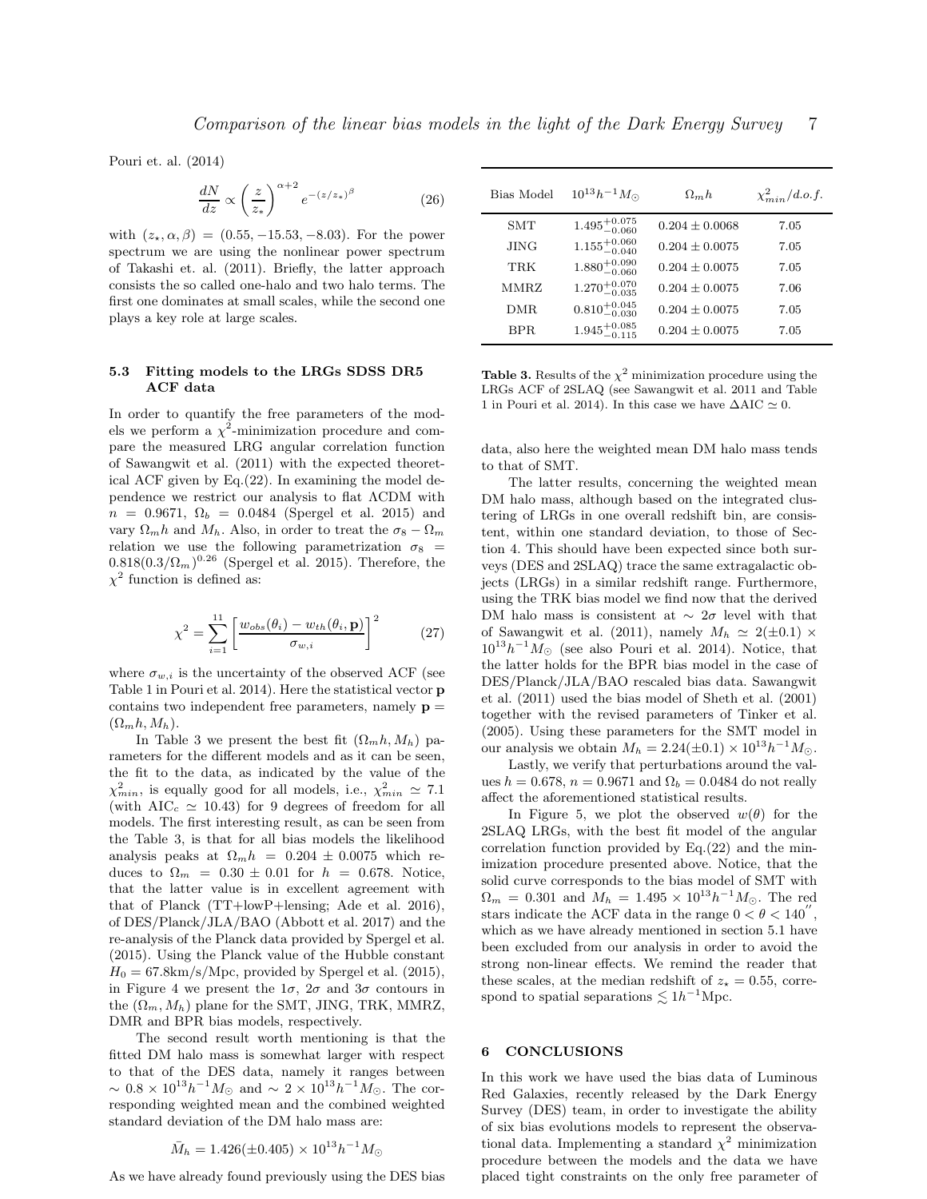Pouri et. al. (2014)

$$\frac{dN}{dz} \propto \left(\frac{z}{z_*}\right)^{\alpha+2} e^{-(z/z_*)^{\beta}} \tag{26}$$

with $(z_*, \alpha, \beta) = (0.55, -15.53, -8.03)$. For the power spectrum we are using the nonlinear power spectrum of Takashi et. al. (2011). Briefly, the latter approach consists the so called one-halo and two halo terms. The first one dominates at small scales, while the second one plays a key role at large scales.

### 5.3 Fitting models to the LRGs SDSS DR5 ACF data

In order to quantify the free parameters of the models we perform a $\chi^2$-minimization procedure and compare the measured LRG angular correlation function of Sawangwit et al. (2011) with the expected theoretical ACF given by Eq.(22). In examining the model dependence we restrict our analysis to flat ΛCDM with $n = 0.9671$, $\Omega_b = 0.0484$ (Spergel et al. 2015) and vary $\Omega_m h$ and $M_h$. Also, in order to treat the $\sigma_8 - \Omega_m$ relation we use the following parametrization $\sigma_8 = 0.818(0.3/\Omega_m)^{0.26}$ (Spergel et al. 2015). Therefore, the $\chi^2$ function is defined as:

$$\chi^2 = \sum_{i=1}^{11} \left[ \frac{w_{obs}(\theta_i) - w_{th}(\theta_i, \mathbf{p})}{\sigma_{w,i}} \right]^2 \tag{27}$$

where $\sigma_{w,i}$ is the uncertainty of the observed ACF (see Table 1 in Pouri et al. 2014). Here the statistical vector $\mathbf{p}$ contains two independent free parameters, namely $\mathbf{p} = (\Omega_m h, M_h)$.

In Table 3 we present the best fit $(\Omega_m h, M_h)$ parameters for the different models and as it can be seen, the fit to the data, as indicated by the value of the $\chi^2_{min}$, is equally good for all models, i.e., $\chi^2_{min} \simeq 7.1$ (with $\mathrm{AIC}_c \simeq 10.43$) for 9 degrees of freedom for all models. The first interesting result, as can be seen from the Table 3, is that for all bias models the likelihood analysis peaks at $\Omega_m h = 0.204 \pm 0.0075$ which reduces to $\Omega_m = 0.30 \pm 0.01$ for $h = 0.678$. Notice, that the latter value is in excellent agreement with that of Planck (TT+lowP+lensing; Ade et al. 2016), of DES/Planck/JLA/BAO (Abbott et al. 2017) and the re-analysis of the Planck data provided by Spergel et al. (2015). Using the Planck value of the Hubble constant $H_0 = 67.8$km/s/Mpc, provided by Spergel et al. (2015), in Figure 4 we present the $1\sigma$, $2\sigma$ and $3\sigma$ contours in the $(\Omega_m, M_h)$ plane for the SMT, JING, TRK, MMRZ, DMR and BPR bias models, respectively.

The second result worth mentioning is that the fitted DM halo mass is somewhat larger with respect to that of the DES data, namely it ranges between $\sim 0.8 \times 10^{13} h^{-1} M_\odot$ and $\sim 2 \times 10^{13} h^{-1} M_\odot$. The corresponding weighted mean and the combined weighted standard deviation of the DM halo mass are:

$$\bar{M}_h = 1.426(\pm 0.405) \times 10^{13} h^{-1} M_\odot$$

As we have already found previously using the DES bias data, also here the weighted mean DM halo mass tends to that of SMT.

| Bias Model | $10^{13}h^{-1}M_\odot$ | $\Omega_m h$ | $\chi^2_{min}/d.o.f.$ |
|---|---|---|---|
| SMT | $1.495^{+0.075}_{-0.060}$ | $0.204 \pm 0.0068$ | 7.05 |
| JING | $1.155^{+0.060}_{-0.040}$ | $0.204 \pm 0.0075$ | 7.05 |
| TRK | $1.880^{+0.090}_{-0.060}$ | $0.204 \pm 0.0075$ | 7.05 |
| MMRZ | $1.270^{+0.070}_{-0.035}$ | $0.204 \pm 0.0075$ | 7.06 |
| DMR | $0.810^{+0.045}_{-0.030}$ | $0.204 \pm 0.0075$ | 7.05 |
| BPR | $1.945^{+0.085}_{-0.115}$ | $0.204 \pm 0.0075$ | 7.05 |

**Table 3.** Results of the $\chi^2$ minimization procedure using the LRGs ACF of 2SLAQ (see Sawangwit et al. 2011 and Table 1 in Pouri et al. 2014). In this case we have $\Delta\mathrm{AIC} \simeq 0$.

The latter results, concerning the weighted mean DM halo mass, although based on the integrated clustering of LRGs in one overall redshift bin, are consistent, within one standard deviation, to those of Section 4. This should have been expected since both surveys (DES and 2SLAQ) trace the same extragalactic objects (LRGs) in a similar redshift range. Furthermore, using the TRK bias model we find now that the derived DM halo mass is consistent at $\sim 2\sigma$ level with that of Sawangwit et al. (2011), namely $M_h \simeq 2(\pm 0.1) \times 10^{13} h^{-1} M_\odot$ (see also Pouri et al. 2014). Notice, that the latter holds for the BPR bias model in the case of DES/Planck/JLA/BAO rescaled bias data. Sawangwit et al. (2011) used the bias model of Sheth et al. (2001) together with the revised parameters of Tinker et al. (2005). Using these parameters for the SMT model in our analysis we obtain $M_h = 2.24(\pm 0.1) \times 10^{13} h^{-1} M_\odot$.

Lastly, we verify that perturbations around the values $h = 0.678$, $n = 0.9671$ and $\Omega_b = 0.0484$ do not really affect the aforementioned statistical results.

In Figure 5, we plot the observed $w(\theta)$ for the 2SLAQ LRGs, with the best fit model of the angular correlation function provided by Eq.(22) and the minimization procedure presented above. Notice, that the solid curve corresponds to the bias model of SMT with $\Omega_m = 0.301$ and $M_h = 1.495 \times 10^{13} h^{-1} M_\odot$. The red stars indicate the ACF data in the range $0 < \theta < 140''$, which as we have already mentioned in section 5.1 have been excluded from our analysis in order to avoid the strong non-linear effects. We remind the reader that these scales, at the median redshift of $z_\star = 0.55$, correspond to spatial separations $\lesssim 1 h^{-1}$Mpc.

## 6 CONCLUSIONS

In this work we have used the bias data of Luminous Red Galaxies, recently released by the Dark Energy Survey (DES) team, in order to investigate the ability of six bias evolutions models to represent the observational data. Implementing a standard $\chi^2$ minimization procedure between the models and the data we have placed tight constraints on the only free parameter of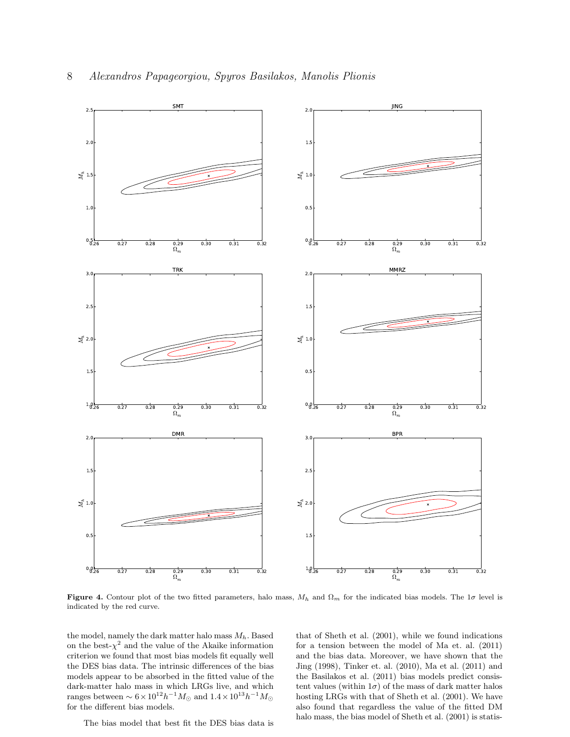**Figure 4.** Contour plot of the two fitted parameters, halo mass, $M_h$ and $\Omega_m$ for the indicated bias models. The $1\sigma$ level is indicated by the red curve.

the model, namely the dark matter halo mass $M_h$. Based on the best-$\chi^2$ and the value of the Akaike information criterion we found that most bias models fit equally well the DES bias data. The intrinsic differences of the bias models appear to be absorbed in the fitted value of the dark-matter halo mass in which LRGs live, and which ranges between $\sim 6\times10^{12}h^{-1}M_\odot$ and $1.4\times10^{13}h^{-1}M_\odot$ for the different bias models.

The bias model that best fit the DES bias data is that of Sheth et al. (2001), while we found indications for a tension between the model of Ma et. al. (2011) and the bias data. Moreover, we have shown that the Jing (1998), Tinker et. al. (2010), Ma et al. (2011) and the Basilakos et al. (2011) bias models predict consistent values (within $1\sigma$) of the mass of dark matter halos hosting LRGs with that of Sheth et al. (2001). We have also found that regardless the value of the fitted DM halo mass, the bias model of Sheth et al. (2001) is statis-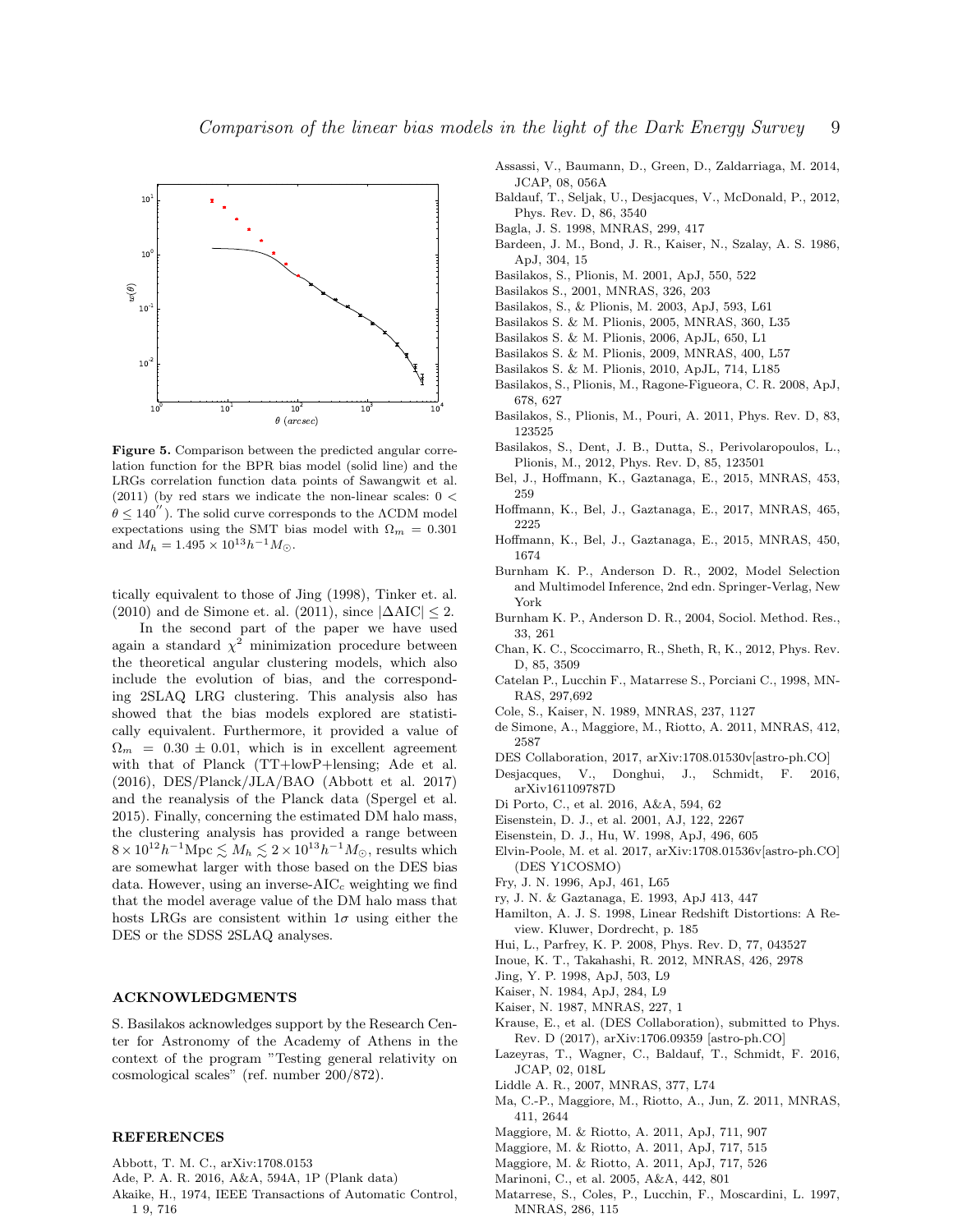**Figure 5.** Comparison between the predicted angular correlation function for the BPR bias model (solid line) and the LRGs correlation function data points of Sawangwit et al. (2011) (by red stars we indicate the non-linear scales: $0 < \theta \leq 140''$). The solid curve corresponds to the ΛCDM model expectations using the SMT bias model with $\Omega_m = 0.301$ and $M_h = 1.495 \times 10^{13} h^{-1} M_{\odot}$.

tically equivalent to those of Jing (1998), Tinker et. al. (2010) and de Simone et. al. (2011), since $|\Delta \mathrm{AIC}| \leq 2$.

In the second part of the paper we have used again a standard $\chi^2$ minimization procedure between the theoretical angular clustering models, which also include the evolution of bias, and the corresponding 2SLAQ LRG clustering. This analysis also has showed that the bias models explored are statistically equivalent. Furthermore, it provided a value of $\Omega_m = 0.30 \pm 0.01$, which is in excellent agreement with that of Planck (TT+lowP+lensing; Ade et al. (2016), DES/Planck/JLA/BAO (Abbott et al. 2017) and the reanalysis of the Planck data (Spergel et al. 2015). Finally, concerning the estimated DM halo mass, the clustering analysis has provided a range between $8 \times 10^{12} h^{-1}\mathrm{Mpc} \lesssim M_h \lesssim 2 \times 10^{13} h^{-1} M_{\odot}$, results which are somewhat larger with those based on the DES bias data. However, using an inverse-AIC$_c$ weighting we find that the model average value of the DM halo mass that hosts LRGs are consistent within $1\sigma$ using either the DES or the SDSS 2SLAQ analyses.

## ACKNOWLEDGMENTS

S. Basilakos acknowledges support by the Research Center for Astronomy of the Academy of Athens in the context of the program "Testing general relativity on cosmological scales" (ref. number 200/872).

## REFERENCES

Abbott, T. M. C., arXiv:1708.0153
Ade, P. A. R. 2016, A&A, 594A, 1P (Plank data)
Akaike, H., 1974, IEEE Transactions of Automatic Control, 1 9, 716
Assassi, V., Baumann, D., Green, D., Zaldarriaga, M. 2014, JCAP, 08, 056A
Baldauf, T., Seljak, U., Desjacques, V., McDonald, P., 2012, Phys. Rev. D, 86, 3540
Bagla, J. S. 1998, MNRAS, 299, 417
Bardeen, J. M., Bond, J. R., Kaiser, N., Szalay, A. S. 1986, ApJ, 304, 15
Basilakos, S., Plionis, M. 2001, ApJ, 550, 522
Basilakos S., 2001, MNRAS, 326, 203
Basilakos, S., & Plionis, M. 2003, ApJ, 593, L61
Basilakos S. & M. Plionis, 2005, MNRAS, 360, L35
Basilakos S. & M. Plionis, 2006, ApJL, 650, L1
Basilakos S. & M. Plionis, 2009, MNRAS, 400, L57
Basilakos S. & M. Plionis, 2010, ApJL, 714, L185
Basilakos, S., Plionis, M., Ragone-Figueora, C. R. 2008, ApJ, 678, 627
Basilakos, S., Plionis, M., Pouri, A. 2011, Phys. Rev. D, 83, 123525
Basilakos, S., Dent, J. B., Dutta, S., Perivolaropoulos, L., Plionis, M., 2012, Phys. Rev. D, 85, 123501
Bel, J., Hoffmann, K., Gaztanaga, E., 2015, MNRAS, 453, 259
Hoffmann, K., Bel, J., Gaztanaga, E., 2017, MNRAS, 465, 2225
Hoffmann, K., Bel, J., Gaztanaga, E., 2015, MNRAS, 450, 1674
Burnham K. P., Anderson D. R., 2002, Model Selection and Multimodel Inference, 2nd edn. Springer-Verlag, New York
Burnham K. P., Anderson D. R., 2004, Sociol. Method. Res., 33, 261
Chan, K. C., Scoccimarro, R., Sheth, R, K., 2012, Phys. Rev. D, 85, 3509
Catelan P., Lucchin F., Matarrese S., Porciani C., 1998, MNRAS, 297,692
Cole, S., Kaiser, N. 1989, MNRAS, 237, 1127
de Simone, A., Maggiore, M., Riotto, A. 2011, MNRAS, 412, 2587
DES Collaboration, 2017, arXiv:1708.01530v[astro-ph.CO]
Desjacques, V., Donghui, J., Schmidt, F. 2016, arXiv161109787D
Di Porto, C., et al. 2016, A&A, 594, 62
Eisenstein, D. J., et al. 2001, AJ, 122, 2267
Eisenstein, D. J., Hu, W. 1998, ApJ, 496, 605
Elvin-Poole, M. et al. 2017, arXiv:1708.01536v[astro-ph.CO] (DES Y1COSMO)
Fry, J. N. 1996, ApJ, 461, L65
ry, J. N. & Gaztanaga, E. 1993, ApJ 413, 447
Hamilton, A. J. S. 1998, Linear Redshift Distortions: A Review. Kluwer, Dordrecht, p. 185
Hui, L., Parfrey, K. P. 2008, Phys. Rev. D, 77, 043527
Inoue, K. T., Takahashi, R. 2012, MNRAS, 426, 2978
Jing, Y. P. 1998, ApJ, 503, L9
Kaiser, N. 1984, ApJ, 284, L9
Kaiser, N. 1987, MNRAS, 227, 1
Krause, E., et al. (DES Collaboration), submitted to Phys. Rev. D (2017), arXiv:1706.09359 [astro-ph.CO]
Lazeyras, T., Wagner, C., Baldauf, T., Schmidt, F. 2016, JCAP, 02, 018L
Liddle A. R., 2007, MNRAS, 377, L74
Ma, C.-P., Maggiore, M., Riotto, A., Jun, Z. 2011, MNRAS, 411, 2644
Maggiore, M. & Riotto, A. 2011, ApJ, 711, 907
Maggiore, M. & Riotto, A. 2011, ApJ, 717, 515
Maggiore, M. & Riotto, A. 2011, ApJ, 717, 526
Marinoni, C., et al. 2005, A&A, 442, 801
Matarrese, S., Coles, P., Lucchin, F., Moscardini, L. 1997, MNRAS, 286, 115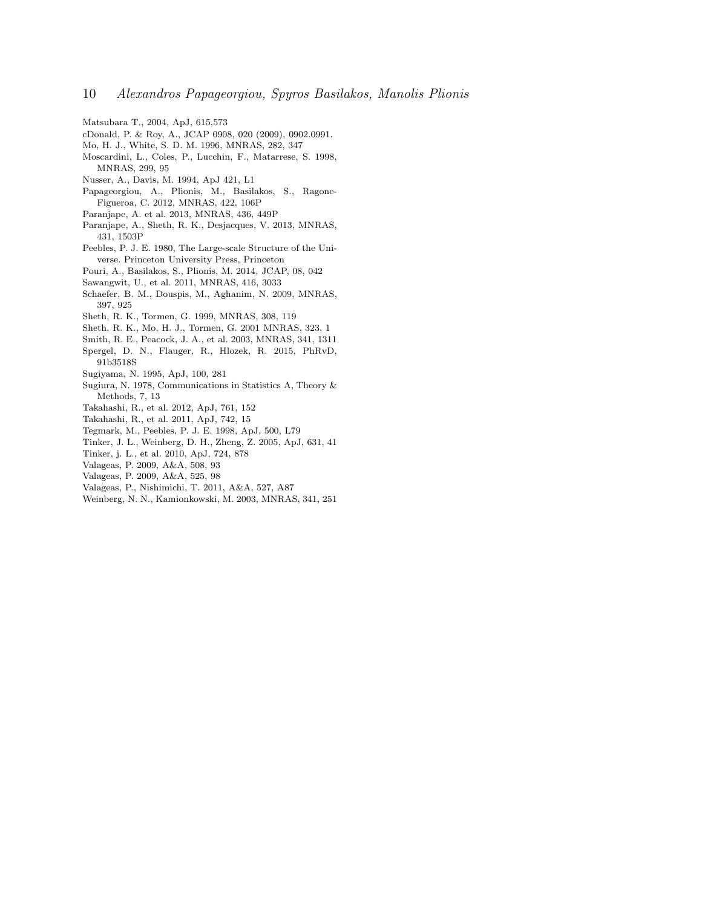Matsubara T., 2004, ApJ, 615,573

cDonald, P. & Roy, A., JCAP 0908, 020 (2009), 0902.0991.

Mo, H. J., White, S. D. M. 1996, MNRAS, 282, 347

Moscardini, L., Coles, P., Lucchin, F., Matarrese, S. 1998, MNRAS, 299, 95

Nusser, A., Davis, M. 1994, ApJ 421, L1

Papageorgiou, A., Plionis, M., Basilakos, S., Ragone-Figueroa, C. 2012, MNRAS, 422, 106P

Paranjape, A. et al. 2013, MNRAS, 436, 449P

Paranjape, A., Sheth, R. K., Desjacques, V. 2013, MNRAS, 431, 1503P

Peebles, P. J. E. 1980, The Large-scale Structure of the Universe. Princeton University Press, Princeton

Pouri, A., Basilakos, S., Plionis, M. 2014, JCAP, 08, 042

Sawangwit, U., et al. 2011, MNRAS, 416, 3033

Schaefer, B. M., Douspis, M., Aghanim, N. 2009, MNRAS, 397, 925

Sheth, R. K., Tormen, G. 1999, MNRAS, 308, 119

Sheth, R. K., Mo, H. J., Tormen, G. 2001 MNRAS, 323, 1

Smith, R. E., Peacock, J. A., et al. 2003, MNRAS, 341, 1311

Spergel, D. N., Flauger, R., Hlozek, R. 2015, PhRvD, 91b3518S

Sugiyama, N. 1995, ApJ, 100, 281

Sugiura, N. 1978, Communications in Statistics A, Theory & Methods, 7, 13

Takahashi, R., et al. 2012, ApJ, 761, 152

Takahashi, R., et al. 2011, ApJ, 742, 15

Tegmark, M., Peebles, P. J. E. 1998, ApJ, 500, L79

Tinker, J. L., Weinberg, D. H., Zheng, Z. 2005, ApJ, 631, 41

Tinker, j. L., et al. 2010, ApJ, 724, 878

Valageas, P. 2009, A&A, 508, 93

Valageas, P. 2009, A&A, 525, 98

Valageas, P., Nishimichi, T. 2011, A&A, 527, A87

Weinberg, N. N., Kamionkowski, M. 2003, MNRAS, 341, 251